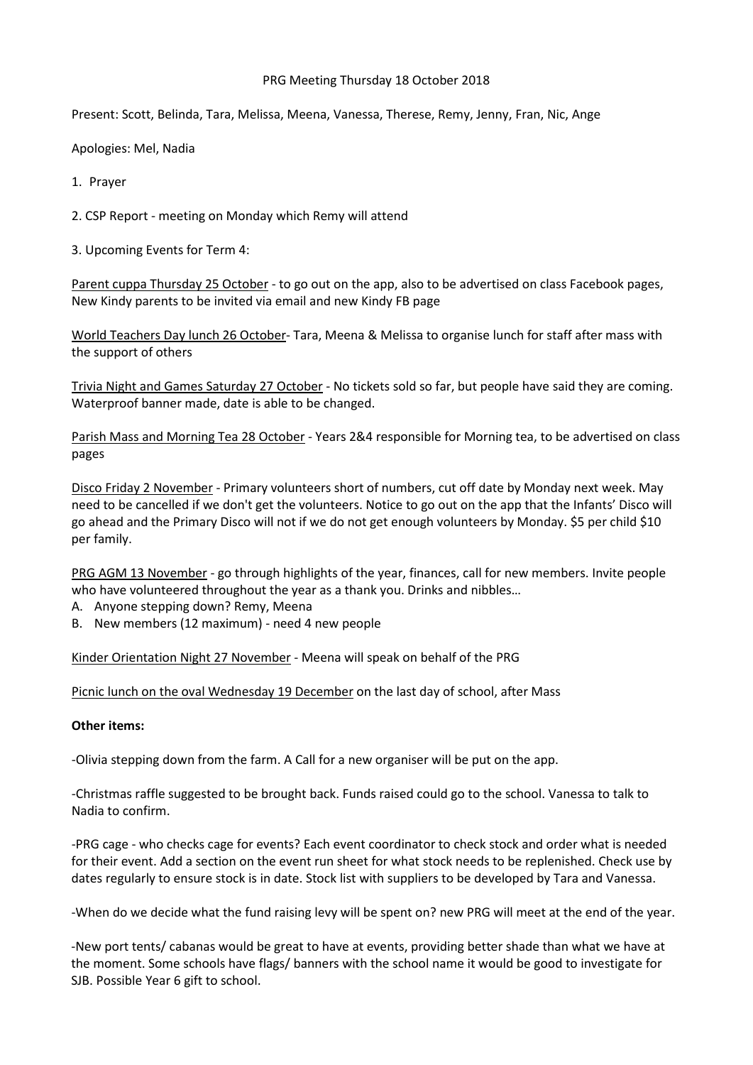PRG Meeting Thursday 18 October 2018

Present: Scott, Belinda, Tara, Melissa, Meena, Vanessa, Therese, Remy, Jenny, Fran, Nic, Ange

Apologies: Mel, Nadia

1. Prayer

2. CSP Report - meeting on Monday which Remy will attend

3. Upcoming Events for Term 4:

<u>Parent cuppa Thursday 25 October</u> - to go out on the app, also to be advertised on class Facebook pages, New Kindy parents to be invited via email and new Kindy FB page

<u>World Teachers Day lunch 26 October</u>- Tara, Meena & Melissa to organise lunch for staff after mass with the support of others

<u>Trivia Night and Games Saturday 27 October</u> - No tickets sold so far, but people have said they are coming. Waterproof banner made, date is able to be changed.

<u>Parish Mass and Morning Tea 28 October</u> - Years 2&4 responsible for Morning tea, to be advertised on class pages

<u>Disco Friday 2 November</u> - Primary volunteers short of numbers, cut off date by Monday next week. May need to be cancelled if we don't get the volunteers. Notice to go out on the app that the Infants' Disco will go ahead and the Primary Disco will not if we do not get enough volunteers by Monday. $5 per child $10 per family.

<u>PRG AGM 13 November</u> - go through highlights of the year, finances, call for new members. Invite people who have volunteered throughout the year as a thank you. Drinks and nibbles…

A. Anyone stepping down? Remy, Meena
B. New members (12 maximum) - need 4 new people

<u>Kinder Orientation Night 27 November</u> - Meena will speak on behalf of the PRG

<u>Picnic lunch on the oval Wednesday 19 December</u> on the last day of school, after Mass

**Other items:**

-Olivia stepping down from the farm. A Call for a new organiser will be put on the app.

-Christmas raffle suggested to be brought back. Funds raised could go to the school. Vanessa to talk to Nadia to confirm.

-PRG cage - who checks cage for events? Each event coordinator to check stock and order what is needed for their event. Add a section on the event run sheet for what stock needs to be replenished. Check use by dates regularly to ensure stock is in date. Stock list with suppliers to be developed by Tara and Vanessa.

-When do we decide what the fund raising levy will be spent on? new PRG will meet at the end of the year.

-New port tents/ cabanas would be great to have at events, providing better shade than what we have at the moment. Some schools have flags/ banners with the school name it would be good to investigate for SJB. Possible Year 6 gift to school.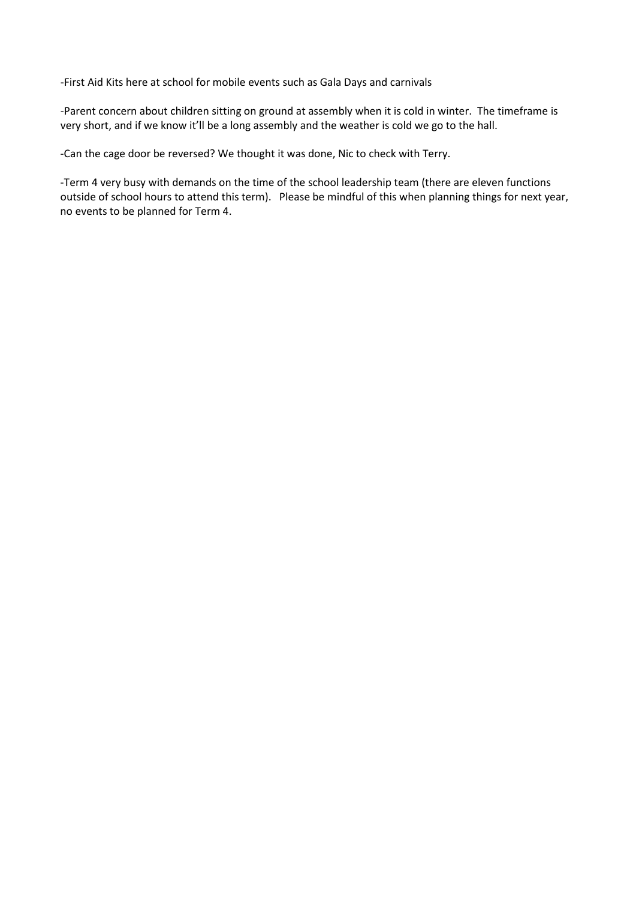-First Aid Kits here at school for mobile events such as Gala Days and carnivals

-Parent concern about children sitting on ground at assembly when it is cold in winter. The timeframe is very short, and if we know it'll be a long assembly and the weather is cold we go to the hall.

-Can the cage door be reversed? We thought it was done, Nic to check with Terry.

-Term 4 very busy with demands on the time of the school leadership team (there are eleven functions outside of school hours to attend this term). Please be mindful of this when planning things for next year, no events to be planned for Term 4.